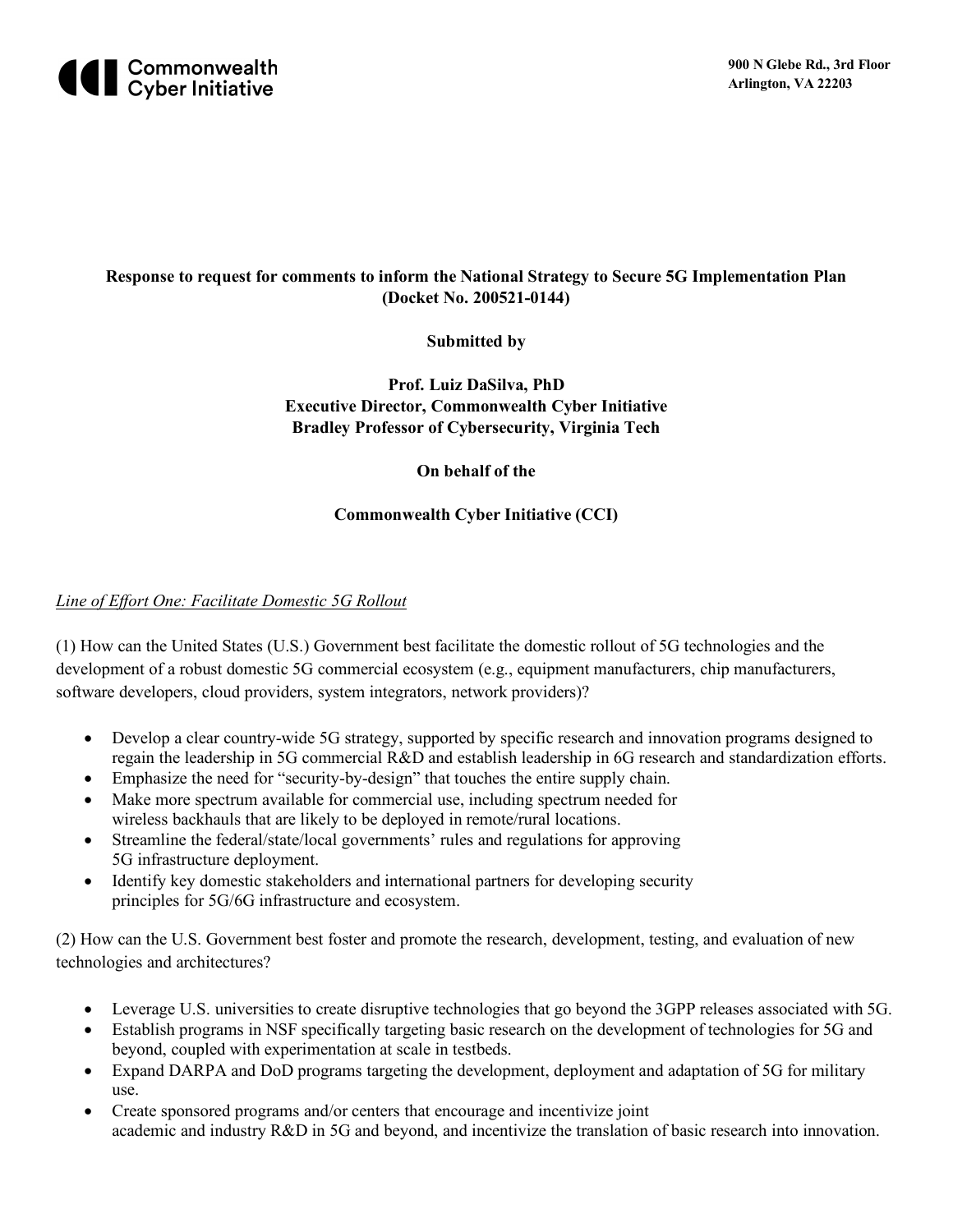Commonwealth Cyber Initiative

900 N Glebe Rd., 3rd Floor
Arlington, VA 22203

**Response to request for comments to inform the National Strategy to Secure 5G Implementation Plan (Docket No. 200521-0144)**

**Submitted by**

**Prof. Luiz DaSilva, PhD**
**Executive Director, Commonwealth Cyber Initiative**
**Bradley Professor of Cybersecurity, Virginia Tech**

**On behalf of the**

**Commonwealth Cyber Initiative (CCI)**

*Line of Effort One: Facilitate Domestic 5G Rollout*

(1) How can the United States (U.S.) Government best facilitate the domestic rollout of 5G technologies and the development of a robust domestic 5G commercial ecosystem (e.g., equipment manufacturers, chip manufacturers, software developers, cloud providers, system integrators, network providers)?

- Develop a clear country-wide 5G strategy, supported by specific research and innovation programs designed to regain the leadership in 5G commercial R&D and establish leadership in 6G research and standardization efforts.
- Emphasize the need for "security-by-design" that touches the entire supply chain.
- Make more spectrum available for commercial use, including spectrum needed for wireless backhauls that are likely to be deployed in remote/rural locations.
- Streamline the federal/state/local governments' rules and regulations for approving 5G infrastructure deployment.
- Identify key domestic stakeholders and international partners for developing security principles for 5G/6G infrastructure and ecosystem.

(2) How can the U.S. Government best foster and promote the research, development, testing, and evaluation of new technologies and architectures?

- Leverage U.S. universities to create disruptive technologies that go beyond the 3GPP releases associated with 5G.
- Establish programs in NSF specifically targeting basic research on the development of technologies for 5G and beyond, coupled with experimentation at scale in testbeds.
- Expand DARPA and DoD programs targeting the development, deployment and adaptation of 5G for military use.
- Create sponsored programs and/or centers that encourage and incentivize joint academic and industry R&D in 5G and beyond, and incentivize the translation of basic research into innovation.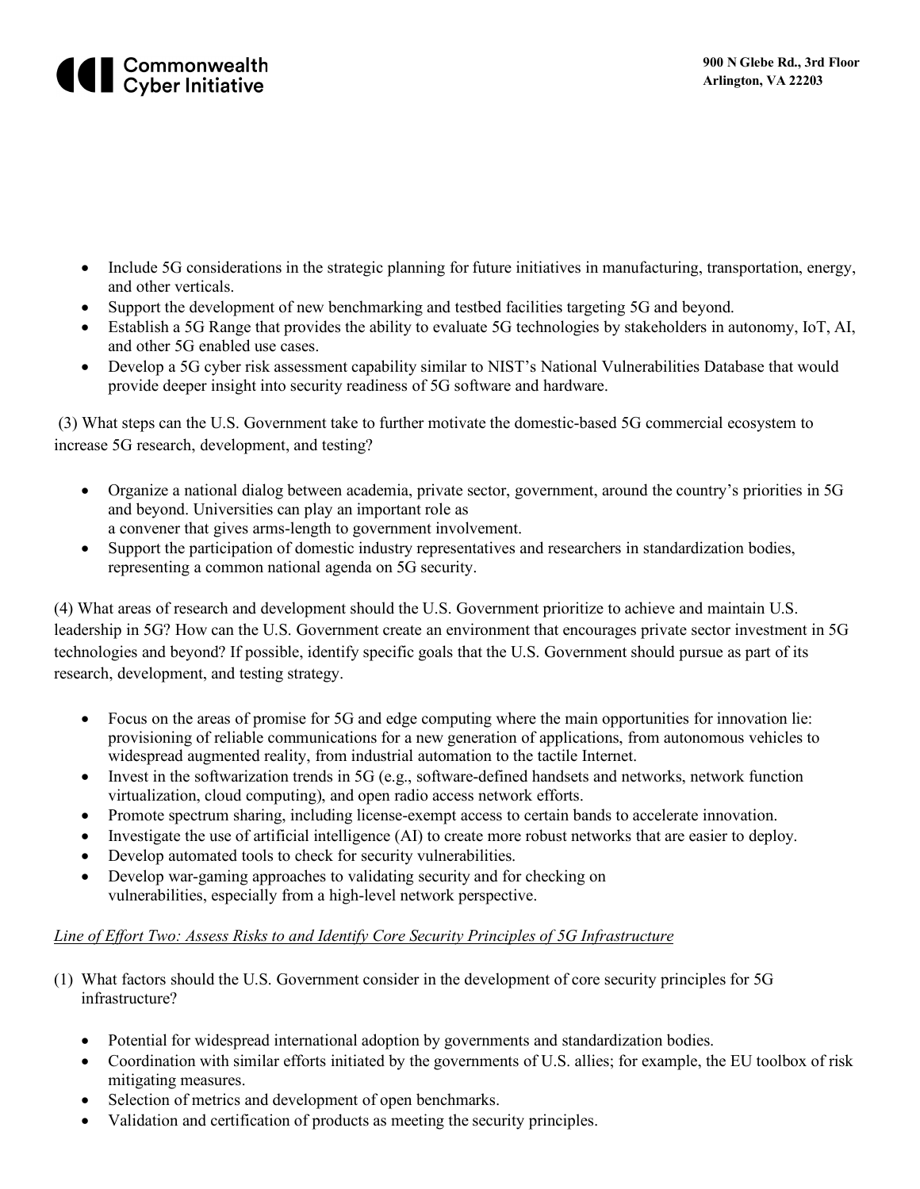- Include 5G considerations in the strategic planning for future initiatives in manufacturing, transportation, energy, and other verticals.
- Support the development of new benchmarking and testbed facilities targeting 5G and beyond.
- Establish a 5G Range that provides the ability to evaluate 5G technologies by stakeholders in autonomy, IoT, AI, and other 5G enabled use cases.
- Develop a 5G cyber risk assessment capability similar to NIST's National Vulnerabilities Database that would provide deeper insight into security readiness of 5G software and hardware.

(3) What steps can the U.S. Government take to further motivate the domestic-based 5G commercial ecosystem to increase 5G research, development, and testing?

- Organize a national dialog between academia, private sector, government, around the country's priorities in 5G and beyond. Universities can play an important role as a convener that gives arms-length to government involvement.
- Support the participation of domestic industry representatives and researchers in standardization bodies, representing a common national agenda on 5G security.

(4) What areas of research and development should the U.S. Government prioritize to achieve and maintain U.S. leadership in 5G? How can the U.S. Government create an environment that encourages private sector investment in 5G technologies and beyond? If possible, identify specific goals that the U.S. Government should pursue as part of its research, development, and testing strategy.

- Focus on the areas of promise for 5G and edge computing where the main opportunities for innovation lie: provisioning of reliable communications for a new generation of applications, from autonomous vehicles to widespread augmented reality, from industrial automation to the tactile Internet.
- Invest in the softwarization trends in 5G (e.g., software-defined handsets and networks, network function virtualization, cloud computing), and open radio access network efforts.
- Promote spectrum sharing, including license-exempt access to certain bands to accelerate innovation.
- Investigate the use of artificial intelligence (AI) to create more robust networks that are easier to deploy.
- Develop automated tools to check for security vulnerabilities.
- Develop war-gaming approaches to validating security and for checking on vulnerabilities, especially from a high-level network perspective.

*Line of Effort Two: Assess Risks to and Identify Core Security Principles of 5G Infrastructure*

(1) What factors should the U.S. Government consider in the development of core security principles for 5G infrastructure?

- Potential for widespread international adoption by governments and standardization bodies.
- Coordination with similar efforts initiated by the governments of U.S. allies; for example, the EU toolbox of risk mitigating measures.
- Selection of metrics and development of open benchmarks.
- Validation and certification of products as meeting the security principles.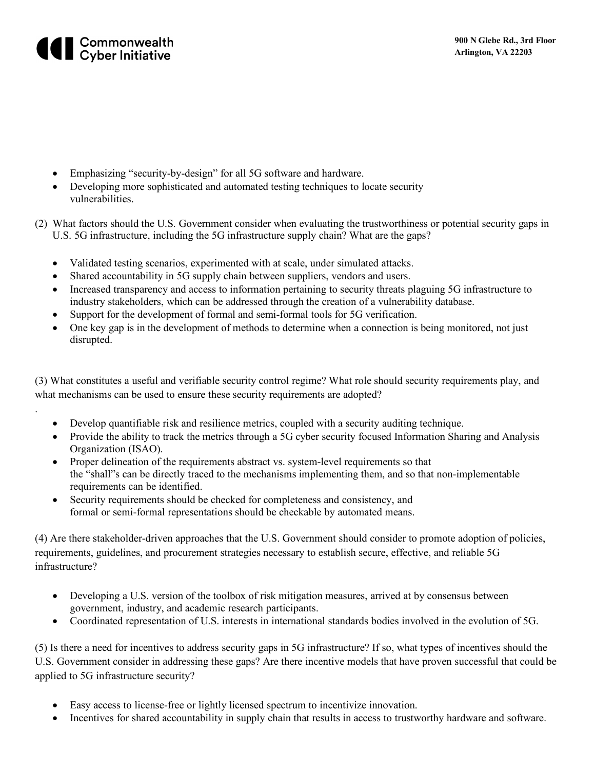- Emphasizing “security-by-design” for all 5G software and hardware.
- Developing more sophisticated and automated testing techniques to locate security vulnerabilities.

(2) What factors should the U.S. Government consider when evaluating the trustworthiness or potential security gaps in U.S. 5G infrastructure, including the 5G infrastructure supply chain? What are the gaps?

- Validated testing scenarios, experimented with at scale, under simulated attacks.
- Shared accountability in 5G supply chain between suppliers, vendors and users.
- Increased transparency and access to information pertaining to security threats plaguing 5G infrastructure to industry stakeholders, which can be addressed through the creation of a vulnerability database.
- Support for the development of formal and semi-formal tools for 5G verification.
- One key gap is in the development of methods to determine when a connection is being monitored, not just disrupted.

(3) What constitutes a useful and verifiable security control regime? What role should security requirements play, and what mechanisms can be used to ensure these security requirements are adopted?

.

- Develop quantifiable risk and resilience metrics, coupled with a security auditing technique.
- Provide the ability to track the metrics through a 5G cyber security focused Information Sharing and Analysis Organization (ISAO).
- Proper delineation of the requirements abstract vs. system-level requirements so that the “shall”s can be directly traced to the mechanisms implementing them, and so that non-implementable requirements can be identified.
- Security requirements should be checked for completeness and consistency, and formal or semi-formal representations should be checkable by automated means.

(4) Are there stakeholder-driven approaches that the U.S. Government should consider to promote adoption of policies, requirements, guidelines, and procurement strategies necessary to establish secure, effective, and reliable 5G infrastructure?

- Developing a U.S. version of the toolbox of risk mitigation measures, arrived at by consensus between government, industry, and academic research participants.
- Coordinated representation of U.S. interests in international standards bodies involved in the evolution of 5G.

(5) Is there a need for incentives to address security gaps in 5G infrastructure? If so, what types of incentives should the U.S. Government consider in addressing these gaps? Are there incentive models that have proven successful that could be applied to 5G infrastructure security?

- Easy access to license-free or lightly licensed spectrum to incentivize innovation.
- Incentives for shared accountability in supply chain that results in access to trustworthy hardware and software.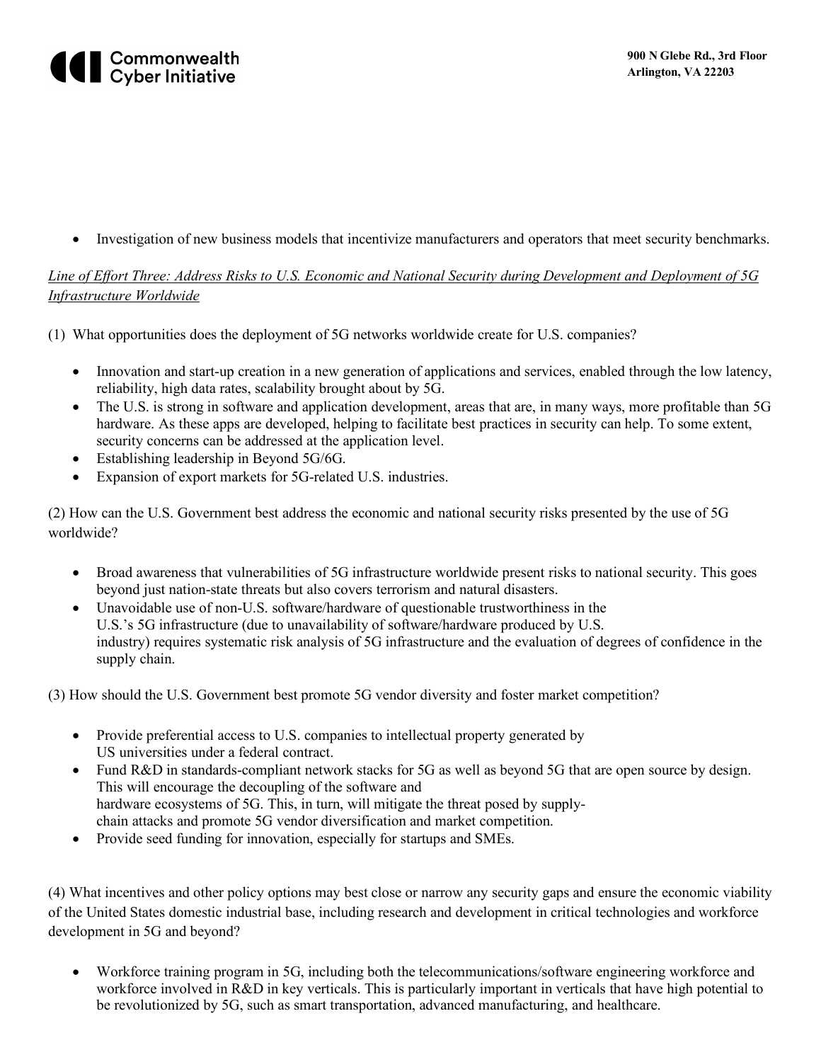- Investigation of new business models that incentivize manufacturers and operators that meet security benchmarks.

*Line of Effort Three: Address Risks to U.S. Economic and National Security during Development and Deployment of 5G Infrastructure Worldwide*

(1) What opportunities does the deployment of 5G networks worldwide create for U.S. companies?

- Innovation and start-up creation in a new generation of applications and services, enabled through the low latency, reliability, high data rates, scalability brought about by 5G.
- The U.S. is strong in software and application development, areas that are, in many ways, more profitable than 5G hardware. As these apps are developed, helping to facilitate best practices in security can help. To some extent, security concerns can be addressed at the application level.
- Establishing leadership in Beyond 5G/6G.
- Expansion of export markets for 5G-related U.S. industries.

(2) How can the U.S. Government best address the economic and national security risks presented by the use of 5G worldwide?

- Broad awareness that vulnerabilities of 5G infrastructure worldwide present risks to national security. This goes beyond just nation-state threats but also covers terrorism and natural disasters.
- Unavoidable use of non-U.S. software/hardware of questionable trustworthiness in the U.S.'s 5G infrastructure (due to unavailability of software/hardware produced by U.S. industry) requires systematic risk analysis of 5G infrastructure and the evaluation of degrees of confidence in the supply chain.

(3) How should the U.S. Government best promote 5G vendor diversity and foster market competition?

- Provide preferential access to U.S. companies to intellectual property generated by US universities under a federal contract.
- Fund R&D in standards-compliant network stacks for 5G as well as beyond 5G that are open source by design. This will encourage the decoupling of the software and hardware ecosystems of 5G. This, in turn, will mitigate the threat posed by supply-chain attacks and promote 5G vendor diversification and market competition.
- Provide seed funding for innovation, especially for startups and SMEs.

(4) What incentives and other policy options may best close or narrow any security gaps and ensure the economic viability of the United States domestic industrial base, including research and development in critical technologies and workforce development in 5G and beyond?

- Workforce training program in 5G, including both the telecommunications/software engineering workforce and workforce involved in R&D in key verticals. This is particularly important in verticals that have high potential to be revolutionized by 5G, such as smart transportation, advanced manufacturing, and healthcare.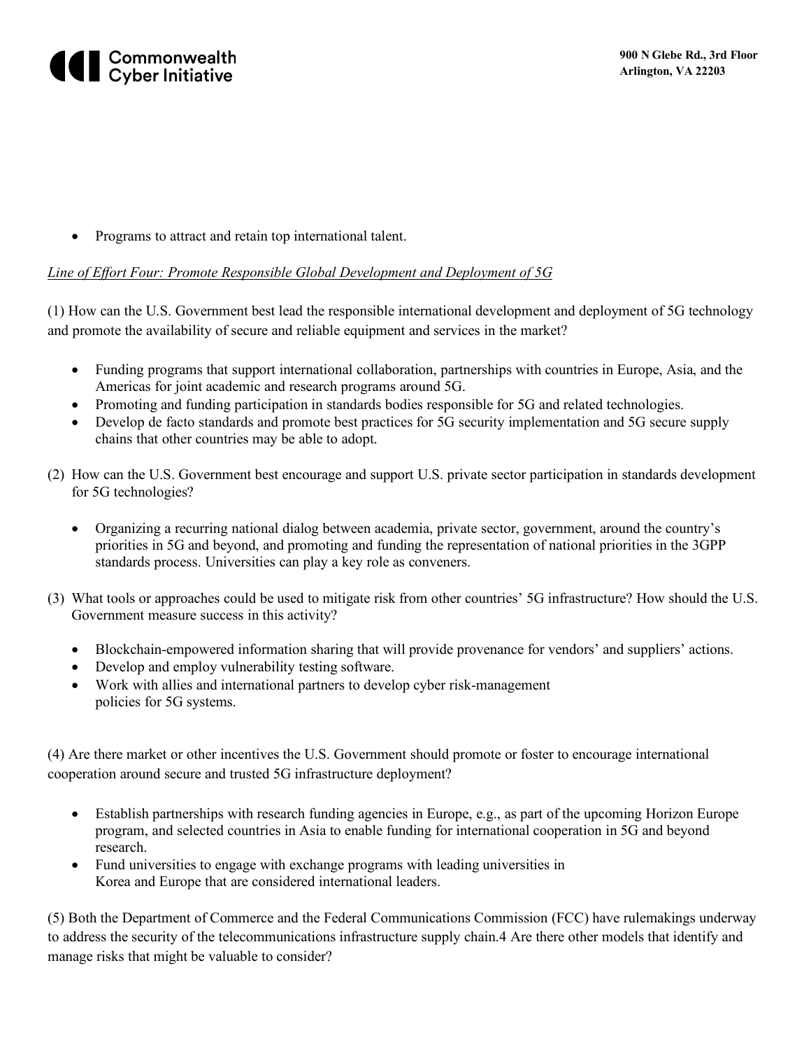- Programs to attract and retain top international talent.

*Line of Effort Four: Promote Responsible Global Development and Deployment of 5G*

(1) How can the U.S. Government best lead the responsible international development and deployment of 5G technology and promote the availability of secure and reliable equipment and services in the market?

- Funding programs that support international collaboration, partnerships with countries in Europe, Asia, and the Americas for joint academic and research programs around 5G.
- Promoting and funding participation in standards bodies responsible for 5G and related technologies.
- Develop de facto standards and promote best practices for 5G security implementation and 5G secure supply chains that other countries may be able to adopt.

(2) How can the U.S. Government best encourage and support U.S. private sector participation in standards development for 5G technologies?

- Organizing a recurring national dialog between academia, private sector, government, around the country's priorities in 5G and beyond, and promoting and funding the representation of national priorities in the 3GPP standards process. Universities can play a key role as conveners.

(3) What tools or approaches could be used to mitigate risk from other countries' 5G infrastructure? How should the U.S. Government measure success in this activity?

- Blockchain-empowered information sharing that will provide provenance for vendors' and suppliers' actions.
- Develop and employ vulnerability testing software.
- Work with allies and international partners to develop cyber risk-management policies for 5G systems.

(4) Are there market or other incentives the U.S. Government should promote or foster to encourage international cooperation around secure and trusted 5G infrastructure deployment?

- Establish partnerships with research funding agencies in Europe, e.g., as part of the upcoming Horizon Europe program, and selected countries in Asia to enable funding for international cooperation in 5G and beyond research.
- Fund universities to engage with exchange programs with leading universities in Korea and Europe that are considered international leaders.

(5) Both the Department of Commerce and the Federal Communications Commission (FCC) have rulemakings underway to address the security of the telecommunications infrastructure supply chain.4 Are there other models that identify and manage risks that might be valuable to consider?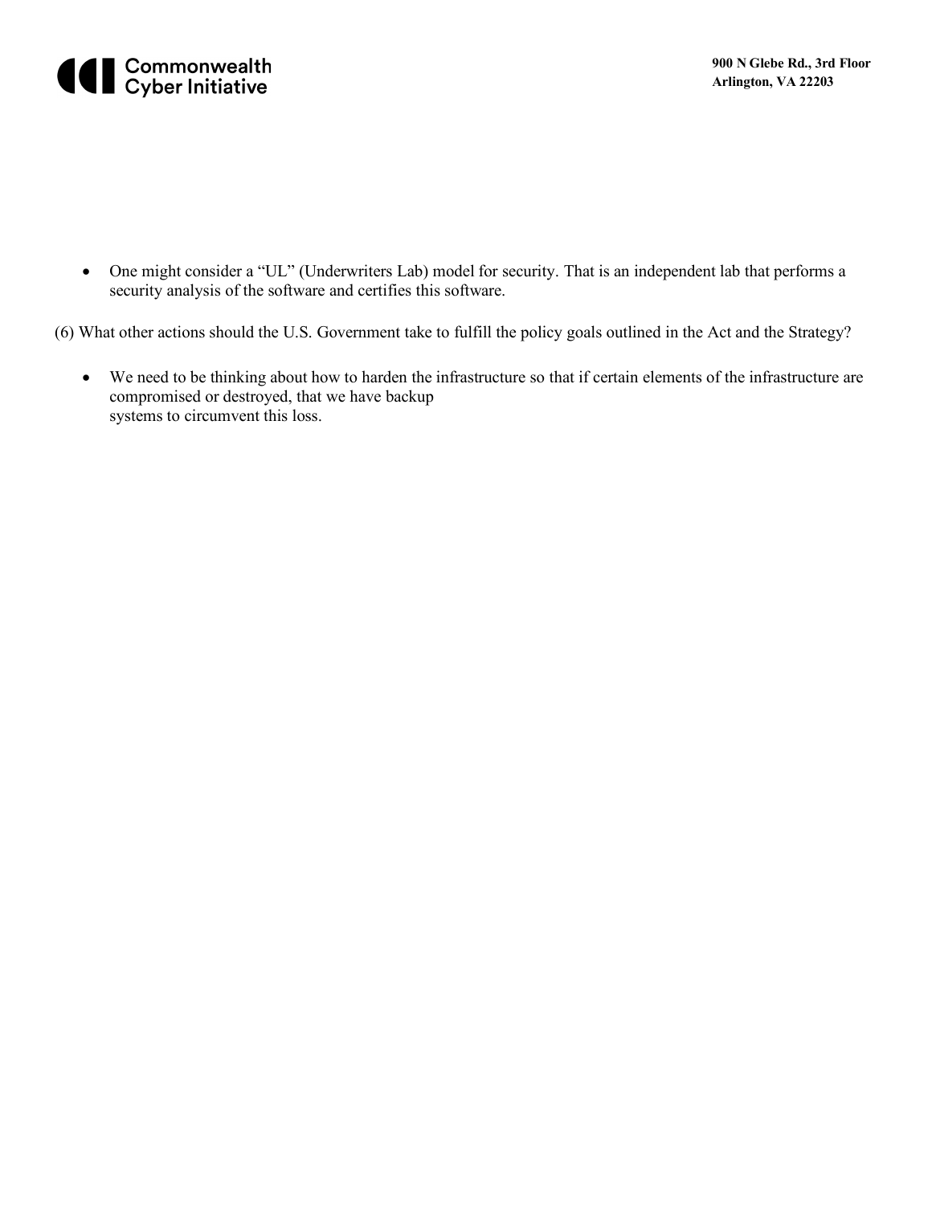- One might consider a "UL" (Underwriters Lab) model for security. That is an independent lab that performs a security analysis of the software and certifies this software.

(6) What other actions should the U.S. Government take to fulfill the policy goals outlined in the Act and the Strategy?

- We need to be thinking about how to harden the infrastructure so that if certain elements of the infrastructure are compromised or destroyed, that we have backup systems to circumvent this loss.